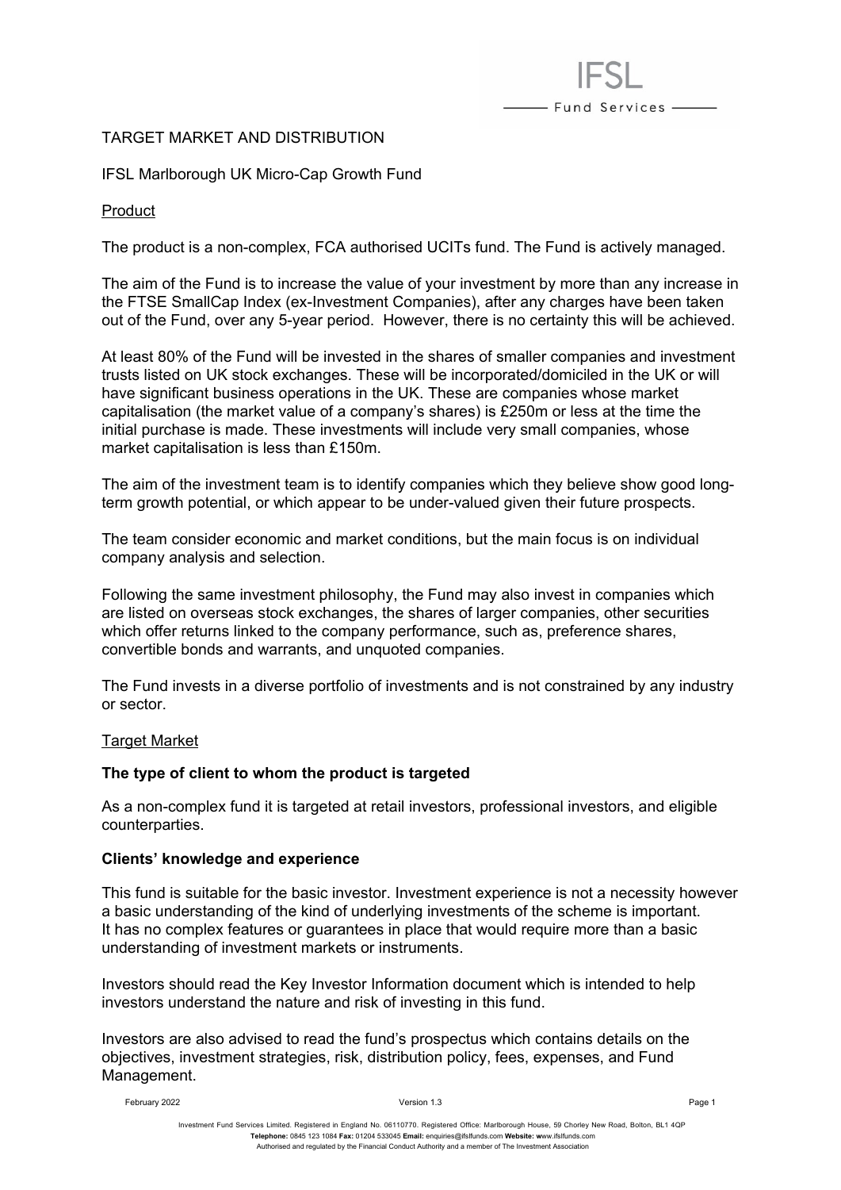# TARGET MARKET AND DISTRIBUTION

## IFSL Marlborough UK Micro-Cap Growth Fund

### Product

The product is a non-complex, FCA authorised UCITs fund. The Fund is actively managed.

The aim of the Fund is to increase the value of your investment by more than any increase in the FTSE SmallCap Index (ex-Investment Companies), after any charges have been taken out of the Fund, over any 5-year period. However, there is no certainty this will be achieved.

At least 80% of the Fund will be invested in the shares of smaller companies and investment trusts listed on UK stock exchanges. These will be incorporated/domiciled in the UK or will have significant business operations in the UK. These are companies whose market capitalisation (the market value of a company's shares) is £250m or less at the time the initial purchase is made. These investments will include very small companies, whose market capitalisation is less than £150m.

The aim of the investment team is to identify companies which they believe show good long-term growth potential, or which appear to be under-valued given their future prospects.

The team consider economic and market conditions, but the main focus is on individual company analysis and selection.

Following the same investment philosophy, the Fund may also invest in companies which are listed on overseas stock exchanges, the shares of larger companies, other securities which offer returns linked to the company performance, such as, preference shares, convertible bonds and warrants, and unquoted companies.

The Fund invests in a diverse portfolio of investments and is not constrained by any industry or sector.

### Target Market

**The type of client to whom the product is targeted**

As a non-complex fund it is targeted at retail investors, professional investors, and eligible counterparties.

**Clients' knowledge and experience**

This fund is suitable for the basic investor. Investment experience is not a necessity however a basic understanding of the kind of underlying investments of the scheme is important. It has no complex features or guarantees in place that would require more than a basic understanding of investment markets or instruments.

Investors should read the Key Investor Information document which is intended to help investors understand the nature and risk of investing in this fund.

Investors are also advised to read the fund's prospectus which contains details on the objectives, investment strategies, risk, distribution policy, fees, expenses, and Fund Management.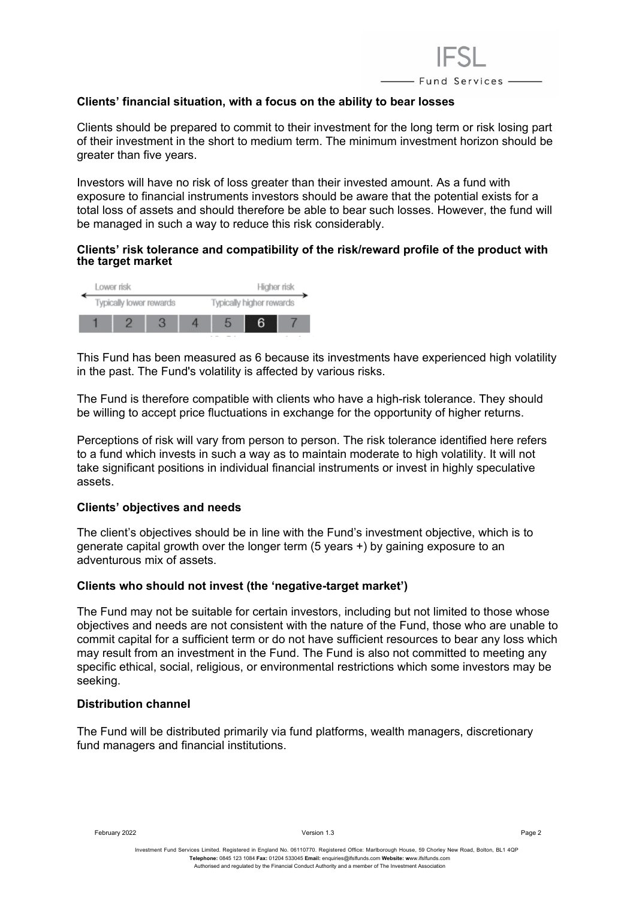### Clients' financial situation, with a focus on the ability to bear losses

Clients should be prepared to commit to their investment for the long term or risk losing part of their investment in the short to medium term. The minimum investment horizon should be greater than five years.

Investors will have no risk of loss greater than their invested amount. As a fund with exposure to financial instruments investors should be aware that the potential exists for a total loss of assets and should therefore be able to bear such losses. However, the fund will be managed in such a way to reduce this risk considerably.

### Clients' risk tolerance and compatibility of the risk/reward profile of the product with the target market

Lower risk
Higher risk
Typically lower rewards
Typically higher rewards
1 2 3 4 5 6 7

This Fund has been measured as 6 because its investments have experienced high volatility in the past. The Fund's volatility is affected by various risks.

The Fund is therefore compatible with clients who have a high-risk tolerance. They should be willing to accept price fluctuations in exchange for the opportunity of higher returns.

Perceptions of risk will vary from person to person. The risk tolerance identified here refers to a fund which invests in such a way as to maintain moderate to high volatility. It will not take significant positions in individual financial instruments or invest in highly speculative assets.

### Clients' objectives and needs

The client's objectives should be in line with the Fund's investment objective, which is to generate capital growth over the longer term (5 years +) by gaining exposure to an adventurous mix of assets.

### Clients who should not invest (the 'negative-target market')

The Fund may not be suitable for certain investors, including but not limited to those whose objectives and needs are not consistent with the nature of the Fund, those who are unable to commit capital for a sufficient term or do not have sufficient resources to bear any loss which may result from an investment in the Fund. The Fund is also not committed to meeting any specific ethical, social, religious, or environmental restrictions which some investors may be seeking.

### Distribution channel

The Fund will be distributed primarily via fund platforms, wealth managers, discretionary fund managers and financial institutions.